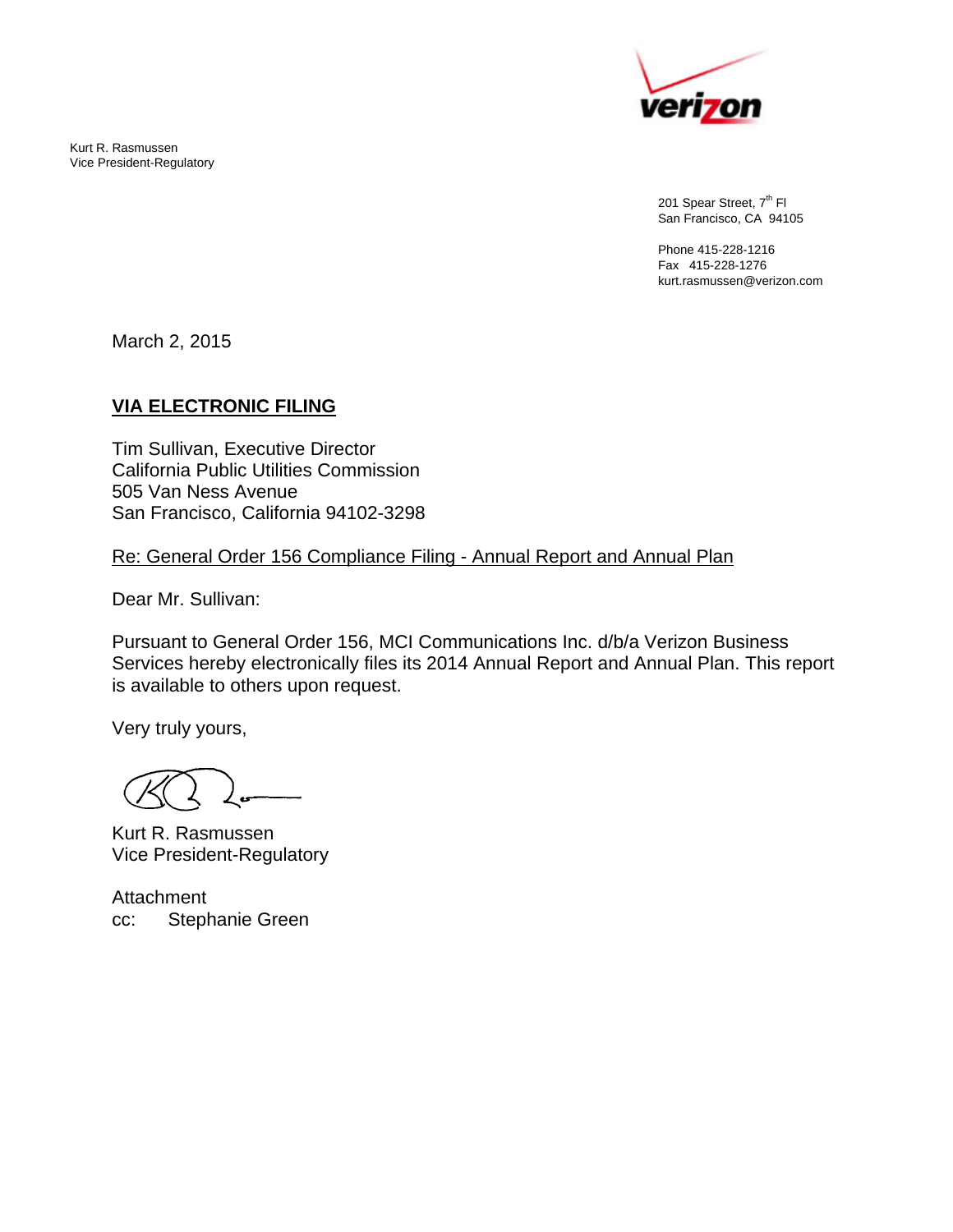Kurt R. Rasmussen
Vice President-Regulatory

201 Spear Street, 7th Fl
San Francisco, CA 94105

Phone 415-228-1216
Fax 415-228-1276
kurt.rasmussen@verizon.com

March 2, 2015

**VIA ELECTRONIC FILING**

Tim Sullivan, Executive Director
California Public Utilities Commission
505 Van Ness Avenue
San Francisco, California 94102-3298

Re: General Order 156 Compliance Filing - Annual Report and Annual Plan

Dear Mr. Sullivan:

Pursuant to General Order 156, MCI Communications Inc. d/b/a Verizon Business Services hereby electronically files its 2014 Annual Report and Annual Plan. This report is available to others upon request.

Very truly yours,

Kurt R. Rasmussen
Vice President-Regulatory

Attachment
cc: Stephanie Green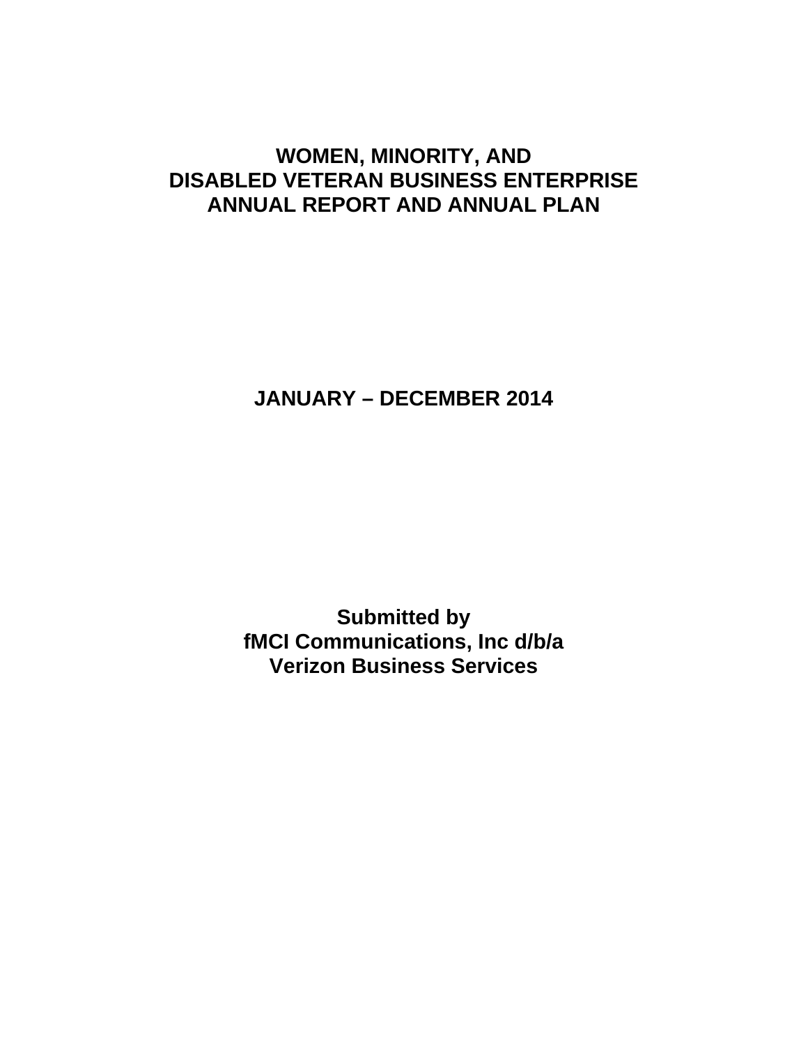# WOMEN, MINORITY, AND DISABLED VETERAN BUSINESS ENTERPRISE ANNUAL REPORT AND ANNUAL PLAN

## JANUARY – DECEMBER 2014

**Submitted by**
**fMCI Communications, Inc d/b/a**
**Verizon Business Services**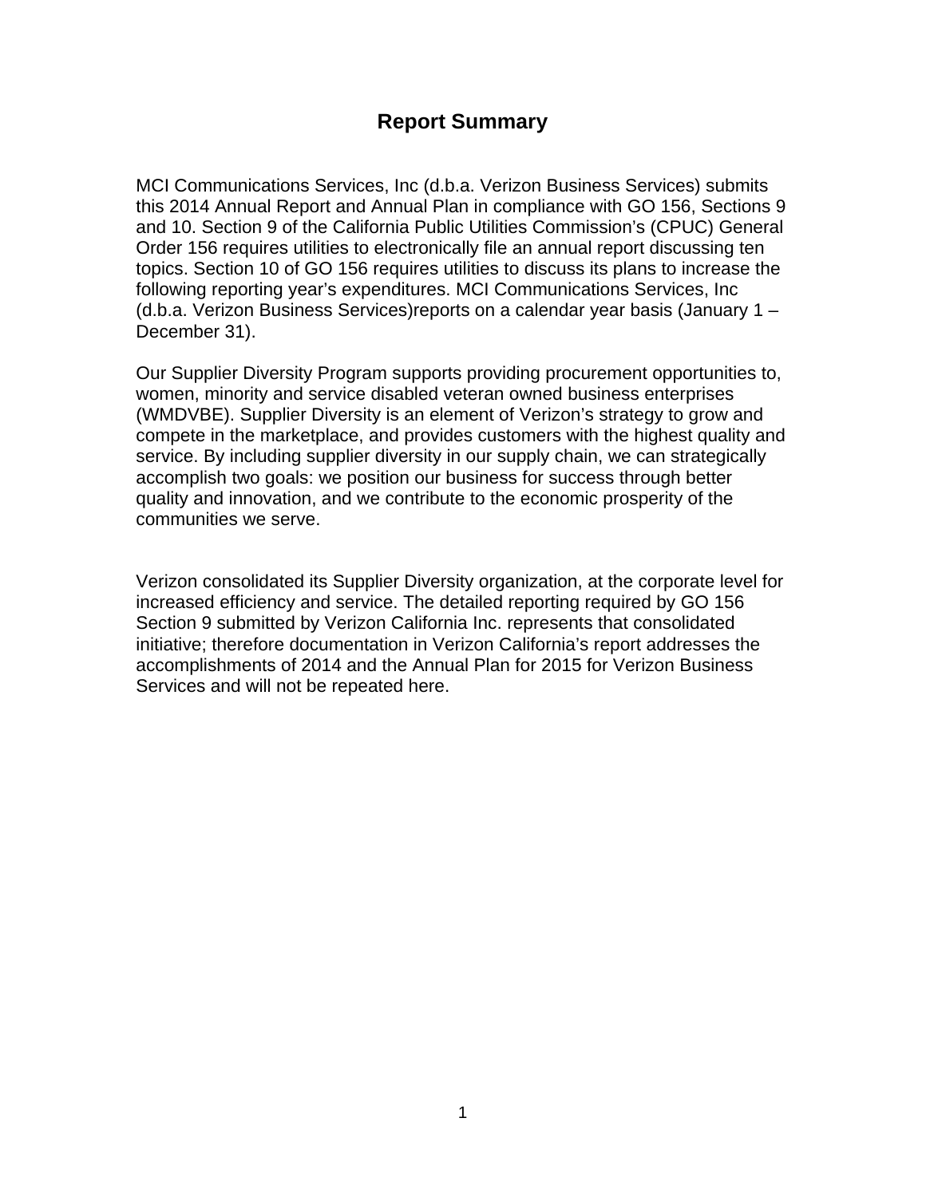# Report Summary

MCI Communications Services, Inc (d.b.a. Verizon Business Services) submits this 2014 Annual Report and Annual Plan in compliance with GO 156, Sections 9 and 10. Section 9 of the California Public Utilities Commission's (CPUC) General Order 156 requires utilities to electronically file an annual report discussing ten topics. Section 10 of GO 156 requires utilities to discuss its plans to increase the following reporting year's expenditures. MCI Communications Services, Inc (d.b.a. Verizon Business Services)reports on a calendar year basis (January 1 – December 31).

Our Supplier Diversity Program supports providing procurement opportunities to, women, minority and service disabled veteran owned business enterprises (WMDVBE). Supplier Diversity is an element of Verizon's strategy to grow and compete in the marketplace, and provides customers with the highest quality and service. By including supplier diversity in our supply chain, we can strategically accomplish two goals: we position our business for success through better quality and innovation, and we contribute to the economic prosperity of the communities we serve.

Verizon consolidated its Supplier Diversity organization, at the corporate level for increased efficiency and service. The detailed reporting required by GO 156 Section 9 submitted by Verizon California Inc. represents that consolidated initiative; therefore documentation in Verizon California's report addresses the accomplishments of 2014 and the Annual Plan for 2015 for Verizon Business Services and will not be repeated here.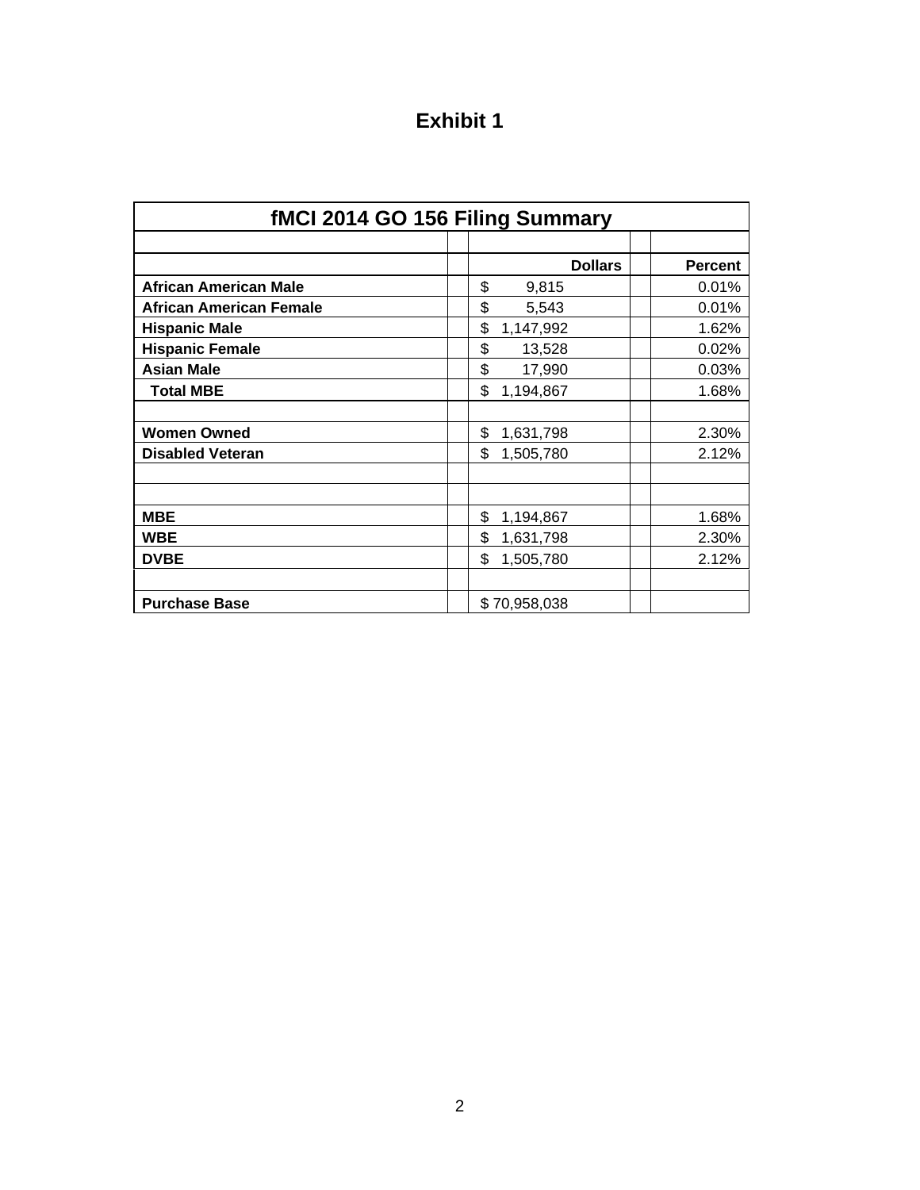# Exhibit 1

| fMCI 2014 GO 156 Filing Summary | | |
|---|---|---|
| | **Dollars** | **Percent** |
| **African American Male** | $ 9,815 | 0.01% |
| **African American Female** | $ 5,543 | 0.01% |
| **Hispanic Male** | $ 1,147,992 | 1.62% |
| **Hispanic Female** | $ 13,528 | 0.02% |
| **Asian Male** | $ 17,990 | 0.03% |
| **Total MBE** | $ 1,194,867 | 1.68% |
| | | |
| **Women Owned** | $ 1,631,798 | 2.30% |
| **Disabled Veteran** | $ 1,505,780 | 2.12% |
| | | |
| | | |
| **MBE** | $ 1,194,867 | 1.68% |
| **WBE** | $ 1,631,798 | 2.30% |
| **DVBE** | $ 1,505,780 | 2.12% |
| | | |
| **Purchase Base** | $ 70,958,038 | |